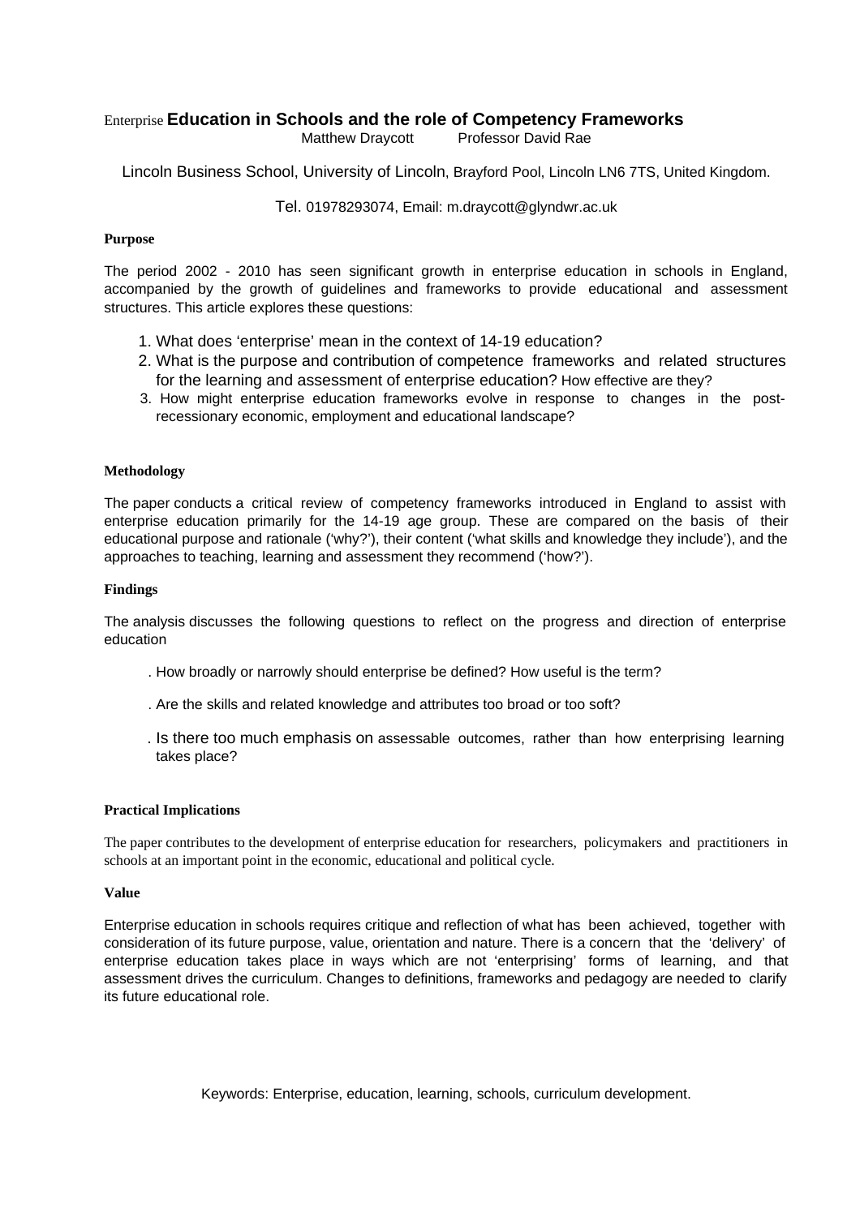# Enterprise Education in Schools and the role of Competency Frameworks

Matthew Draycott Professor David Rae

Lincoln Business School, University of Lincoln, Brayford Pool, Lincoln LN6 7TS, United Kingdom.

Tel. 01978293074, Email: m.draycott@glyndwr.ac.uk

**Purpose**

The period 2002 - 2010 has seen significant growth in enterprise education in schools in England, accompanied by the growth of guidelines and frameworks to provide educational and assessment structures. This article explores these questions:

1. What does 'enterprise' mean in the context of 14-19 education?
2. What is the purpose and contribution of competence frameworks and related structures for the learning and assessment of enterprise education? How effective are they?
3. How might enterprise education frameworks evolve in response to changes in the post-recessionary economic, employment and educational landscape?

**Methodology**

The paper conducts a critical review of competency frameworks introduced in England to assist with enterprise education primarily for the 14-19 age group. These are compared on the basis of their educational purpose and rationale ('why?'), their content ('what skills and knowledge they include'), and the approaches to teaching, learning and assessment they recommend ('how?').

**Findings**

The analysis discusses the following questions to reflect on the progress and direction of enterprise education

. How broadly or narrowly should enterprise be defined? How useful is the term?

. Are the skills and related knowledge and attributes too broad or too soft?

. Is there too much emphasis on assessable outcomes, rather than how enterprising learning takes place?

**Practical Implications**

The paper contributes to the development of enterprise education for researchers, policymakers and practitioners in schools at an important point in the economic, educational and political cycle.

**Value**

Enterprise education in schools requires critique and reflection of what has been achieved, together with consideration of its future purpose, value, orientation and nature. There is a concern that the 'delivery' of enterprise education takes place in ways which are not 'enterprising' forms of learning, and that assessment drives the curriculum. Changes to definitions, frameworks and pedagogy are needed to clarify its future educational role.

Keywords: Enterprise, education, learning, schools, curriculum development.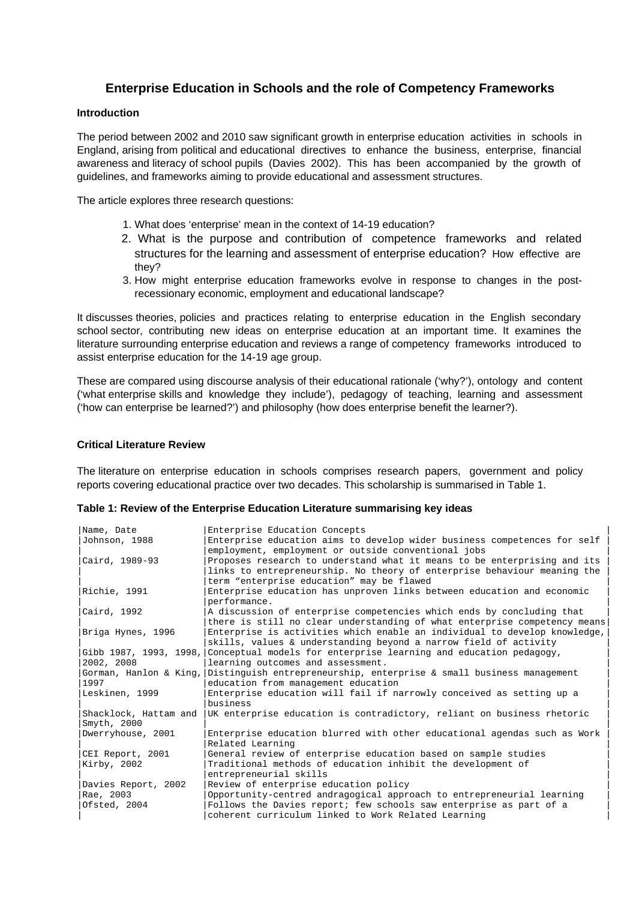## Enterprise Education in Schools and the role of Competency Frameworks

### Introduction

The period between 2002 and 2010 saw significant growth in enterprise education activities in schools in England, arising from political and educational directives to enhance the business, enterprise, financial awareness and literacy of school pupils (Davies 2002). This has been accompanied by the growth of guidelines, and frameworks aiming to provide educational and assessment structures.

The article explores three research questions:

1. What does 'enterprise' mean in the context of 14-19 education?
2. What is the purpose and contribution of competence frameworks and related structures for the learning and assessment of enterprise education? How effective are they?
3. How might enterprise education frameworks evolve in response to changes in the post-recessionary economic, employment and educational landscape?

It discusses theories, policies and practices relating to enterprise education in the English secondary school sector, contributing new ideas on enterprise education at an important time. It examines the literature surrounding enterprise education and reviews a range of competency frameworks introduced to assist enterprise education for the 14-19 age group.

These are compared using discourse analysis of their educational rationale ('why?'), ontology and content ('what enterprise skills and knowledge they include'), pedagogy of teaching, learning and assessment ('how can enterprise be learned?') and philosophy (how does enterprise benefit the learner?).

### Critical Literature Review

The literature on enterprise education in schools comprises research papers, government and policy reports covering educational practice over two decades. This scholarship is summarised in Table 1.

**Table 1: Review of the Enterprise Education Literature summarising key ideas**

| Name, Date | Enterprise Education Concepts |
|---|---|
| Johnson, 1988 | Enterprise education aims to develop wider business competences for self employment, employment or outside conventional jobs |
| Caird, 1989-93 | Proposes research to understand what it means to be enterprising and its links to entrepreneurship. No theory of enterprise behaviour meaning the term "enterprise education" may be flawed |
| Richie, 1991 | Enterprise education has unproven links between education and economic performance. |
| Caird, 1992 | A discussion of enterprise competencies which ends by concluding that there is still no clear understanding of what enterprise competency means |
| Briga Hynes, 1996 | Enterprise is activities which enable an individual to develop knowledge, skills, values & understanding beyond a narrow field of activity |
| Gibb 1987, 1993, 1998, 2002, 2008 | Conceptual models for enterprise learning and education pedagogy, learning outcomes and assessment. |
| Gorman, Hanlon & King, 1997 | Distinguish entrepreneurship, enterprise & small business management education from management education |
| Leskinen, 1999 | Enterprise education will fail if narrowly conceived as setting up a business |
| Shacklock, Hattam and Smyth, 2000 | UK enterprise education is contradictory, reliant on business rhetoric |
| Dwerryhouse, 2001 | Enterprise education blurred with other educational agendas such as Work Related Learning |
| CEI Report, 2001 | General review of enterprise education based on sample studies |
| Kirby, 2002 | Traditional methods of education inhibit the development of entrepreneurial skills |
| Davies Report, 2002 | Review of enterprise education policy |
| Rae, 2003 | Opportunity-centred andragogical approach to entrepreneurial learning |
| Ofsted, 2004 | Follows the Davies report; few schools saw enterprise as part of a coherent curriculum linked to Work Related Learning |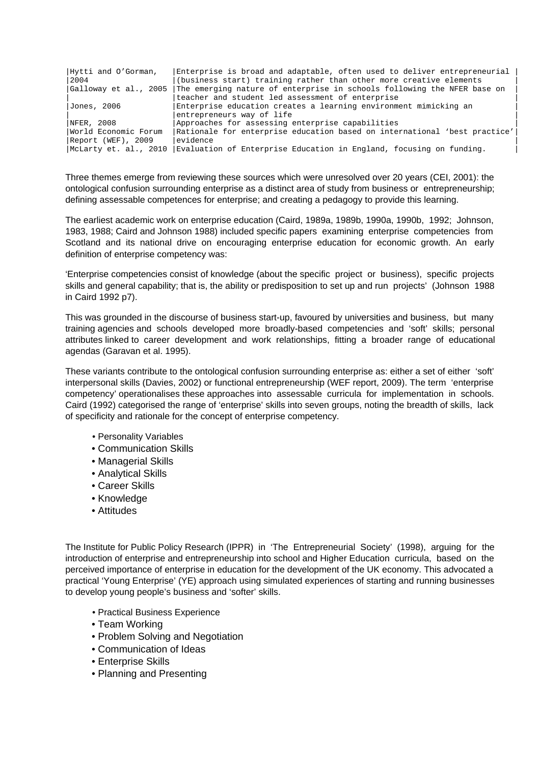| | |
|---|---|
| Hytti and O'Gorman, 2004 | Enterprise is broad and adaptable, often used to deliver entrepreneurial (business start) training rather than other more creative elements |
| Galloway et al., 2005 | The emerging nature of enterprise in schools following the NFER base on teacher and student led assessment of enterprise |
| Jones, 2006 | Enterprise education creates a learning environment mimicking an entrepreneurs way of life |
| NFER, 2008 | Approaches for assessing enterprise capabilities |
| World Economic Forum Report (WEF), 2009 | Rationale for enterprise education based on international 'best practice' evidence |
| McLarty et. al., 2010 | Evaluation of Enterprise Education in England, focusing on funding. |

Three themes emerge from reviewing these sources which were unresolved over 20 years (CEI, 2001): the ontological confusion surrounding enterprise as a distinct area of study from business or entrepreneurship; defining assessable competences for enterprise; and creating a pedagogy to provide this learning.

The earliest academic work on enterprise education (Caird, 1989a, 1989b, 1990a, 1990b, 1992; Johnson, 1983, 1988; Caird and Johnson 1988) included specific papers examining enterprise competencies from Scotland and its national drive on encouraging enterprise education for economic growth. An early definition of enterprise competency was:

'Enterprise competencies consist of knowledge (about the specific project or business), specific projects skills and general capability; that is, the ability or predisposition to set up and run projects' (Johnson 1988 in Caird 1992 p7).

This was grounded in the discourse of business start-up, favoured by universities and business, but many training agencies and schools developed more broadly-based competencies and 'soft' skills; personal attributes linked to career development and work relationships, fitting a broader range of educational agendas (Garavan et al. 1995).

These variants contribute to the ontological confusion surrounding enterprise as: either a set of either 'soft' interpersonal skills (Davies, 2002) or functional entrepreneurship (WEF report, 2009). The term 'enterprise competency' operationalises these approaches into assessable curricula for implementation in schools. Caird (1992) categorised the range of 'enterprise' skills into seven groups, noting the breadth of skills, lack of specificity and rationale for the concept of enterprise competency.

- Personality Variables
- Communication Skills
- Managerial Skills
- Analytical Skills
- Career Skills
- Knowledge
- Attitudes

The Institute for Public Policy Research (IPPR) in 'The Entrepreneurial Society' (1998), arguing for the introduction of enterprise and entrepreneurship into school and Higher Education curricula, based on the perceived importance of enterprise in education for the development of the UK economy. This advocated a practical 'Young Enterprise' (YE) approach using simulated experiences of starting and running businesses to develop young people's business and 'softer' skills.

- Practical Business Experience
- Team Working
- Problem Solving and Negotiation
- Communication of Ideas
- Enterprise Skills
- Planning and Presenting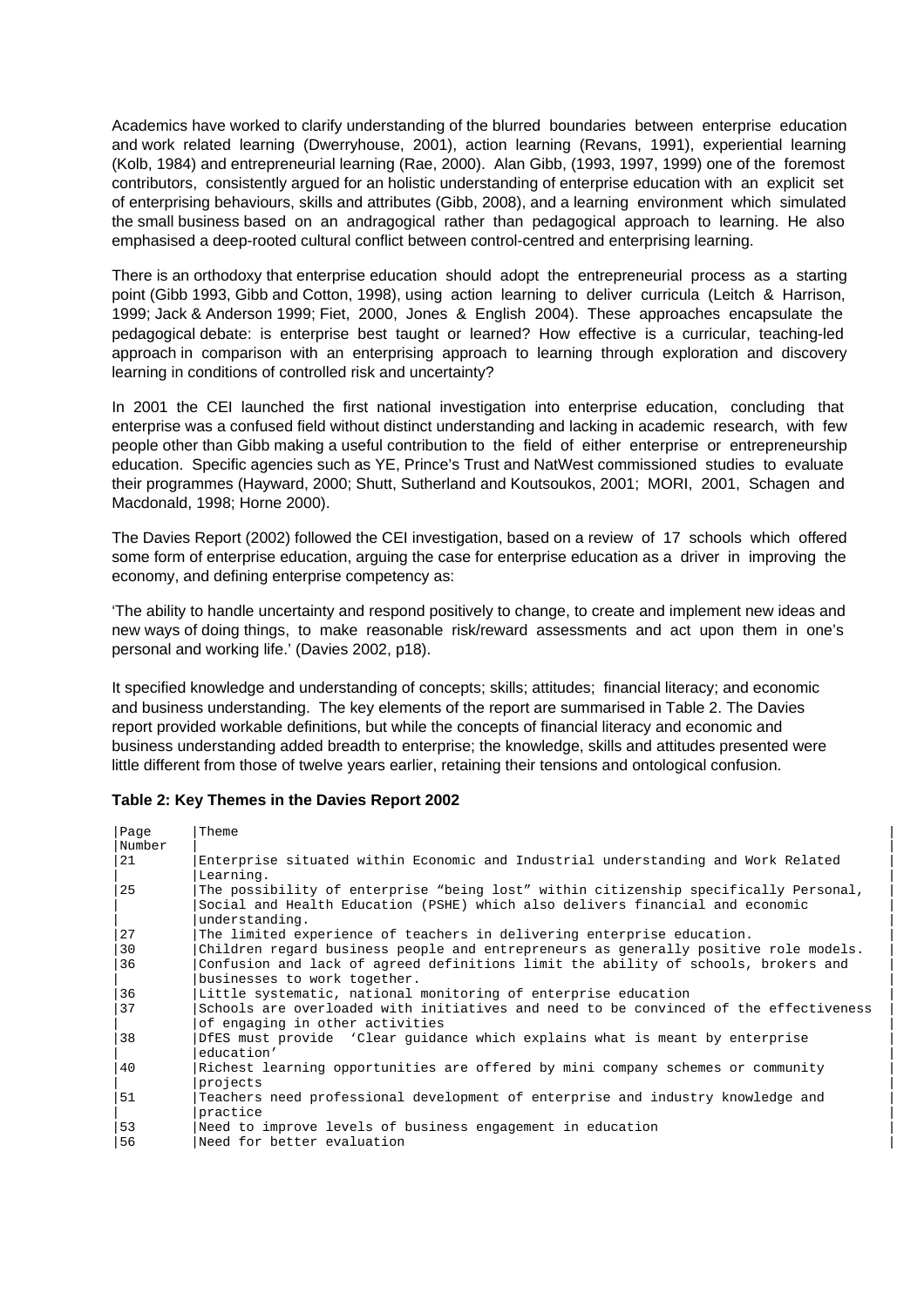Academics have worked to clarify understanding of the blurred boundaries between enterprise education and work related learning (Dwerryhouse, 2001), action learning (Revans, 1991), experiential learning (Kolb, 1984) and entrepreneurial learning (Rae, 2000). Alan Gibb, (1993, 1997, 1999) one of the foremost contributors, consistently argued for an holistic understanding of enterprise education with an explicit set of enterprising behaviours, skills and attributes (Gibb, 2008), and a learning environment which simulated the small business based on an andragogical rather than pedagogical approach to learning. He also emphasised a deep-rooted cultural conflict between control-centred and enterprising learning.

There is an orthodoxy that enterprise education should adopt the entrepreneurial process as a starting point (Gibb 1993, Gibb and Cotton, 1998), using action learning to deliver curricula (Leitch & Harrison, 1999; Jack & Anderson 1999; Fiet, 2000, Jones & English 2004). These approaches encapsulate the pedagogical debate: is enterprise best taught or learned? How effective is a curricular, teaching-led approach in comparison with an enterprising approach to learning through exploration and discovery learning in conditions of controlled risk and uncertainty?

In 2001 the CEI launched the first national investigation into enterprise education, concluding that enterprise was a confused field without distinct understanding and lacking in academic research, with few people other than Gibb making a useful contribution to the field of either enterprise or entrepreneurship education. Specific agencies such as YE, Prince's Trust and NatWest commissioned studies to evaluate their programmes (Hayward, 2000; Shutt, Sutherland and Koutsoukos, 2001; MORI, 2001, Schagen and Macdonald, 1998; Horne 2000).

The Davies Report (2002) followed the CEI investigation, based on a review of 17 schools which offered some form of enterprise education, arguing the case for enterprise education as a driver in improving the economy, and defining enterprise competency as:

'The ability to handle uncertainty and respond positively to change, to create and implement new ideas and new ways of doing things, to make reasonable risk/reward assessments and act upon them in one's personal and working life.' (Davies 2002, p18).

It specified knowledge and understanding of concepts; skills; attitudes; financial literacy; and economic and business understanding. The key elements of the report are summarised in Table 2. The Davies report provided workable definitions, but while the concepts of financial literacy and economic and business understanding added breadth to enterprise; the knowledge, skills and attitudes presented were little different from those of twelve years earlier, retaining their tensions and ontological confusion.

**Table 2: Key Themes in the Davies Report 2002**

| Page Number | Theme |
|---|---|
| 21 | Enterprise situated within Economic and Industrial understanding and Work Related Learning. |
| 25 | The possibility of enterprise "being lost" within citizenship specifically Personal, Social and Health Education (PSHE) which also delivers financial and economic understanding. |
| 27 | The limited experience of teachers in delivering enterprise education. |
| 30 | Children regard business people and entrepreneurs as generally positive role models. |
| 36 | Confusion and lack of agreed definitions limit the ability of schools, brokers and businesses to work together. |
| 36 | Little systematic, national monitoring of enterprise education |
| 37 | Schools are overloaded with initiatives and need to be convinced of the effectiveness of engaging in other activities |
| 38 | DfES must provide 'Clear guidance which explains what is meant by enterprise education' |
| 40 | Richest learning opportunities are offered by mini company schemes or community projects |
| 51 | Teachers need professional development of enterprise and industry knowledge and practice |
| 53 | Need to improve levels of business engagement in education |
| 56 | Need for better evaluation |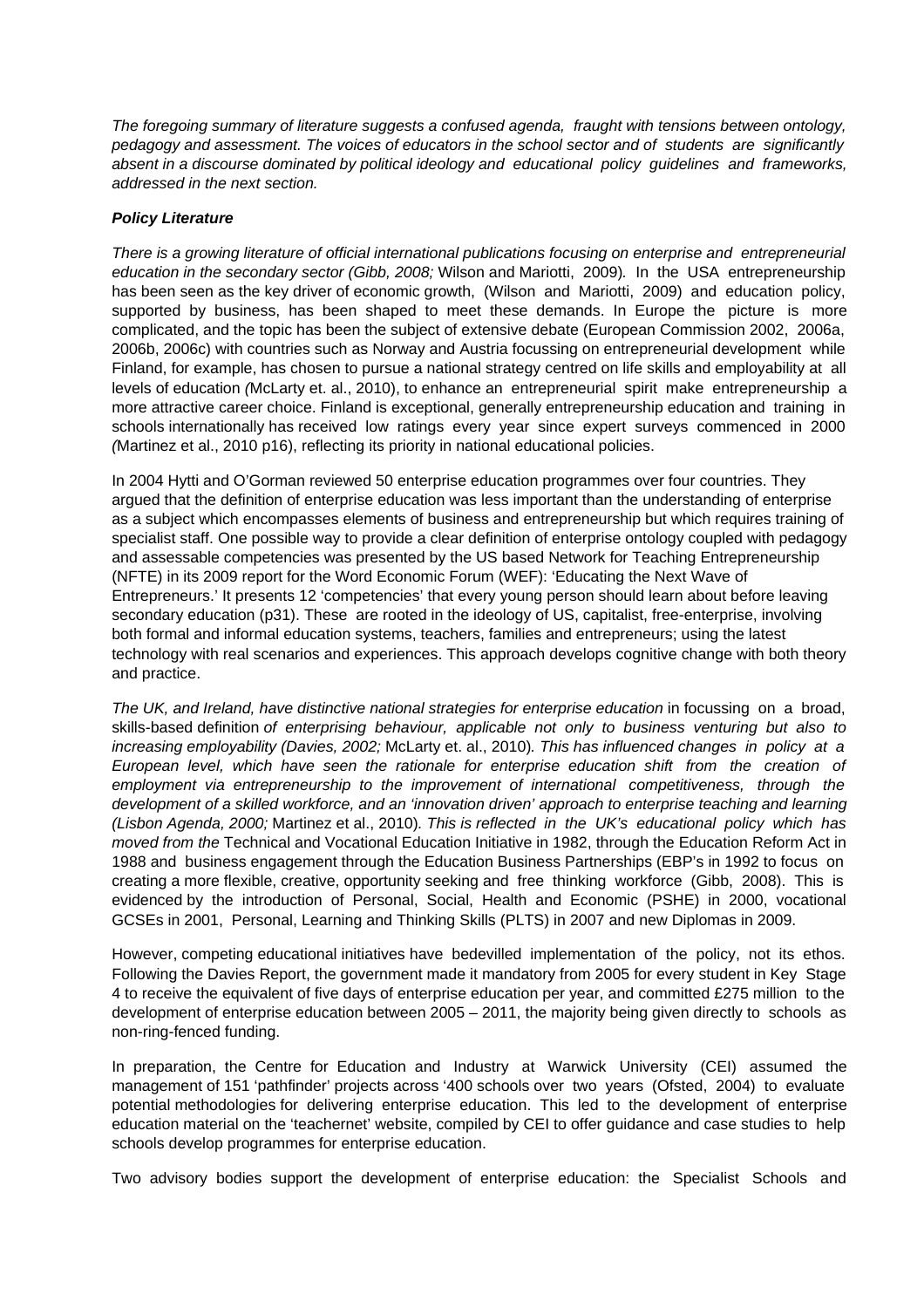*The foregoing summary of literature suggests a confused agenda, fraught with tensions between ontology, pedagogy and assessment. The voices of educators in the school sector and of students are significantly absent in a discourse dominated by political ideology and educational policy guidelines and frameworks, addressed in the next section.*

***Policy Literature***

*There is a growing literature of official international publications focusing on enterprise and entrepreneurial education in the secondary sector (Gibb, 2008;* Wilson and Mariotti, 2009)*.* In the USA entrepreneurship has been seen as the key driver of economic growth, (Wilson and Mariotti, 2009) and education policy, supported by business, has been shaped to meet these demands. In Europe the picture is more complicated, and the topic has been the subject of extensive debate (European Commission 2002, 2006a, 2006b, 2006c) with countries such as Norway and Austria focussing on entrepreneurial development while Finland, for example, has chosen to pursue a national strategy centred on life skills and employability at all levels of education *(*McLarty et. al., 2010), to enhance an entrepreneurial spirit make entrepreneurship a more attractive career choice. Finland is exceptional, generally entrepreneurship education and training in schools internationally has received low ratings every year since expert surveys commenced in 2000 *(*Martinez et al., 2010 p16), reflecting its priority in national educational policies.

In 2004 Hytti and O'Gorman reviewed 50 enterprise education programmes over four countries. They argued that the definition of enterprise education was less important than the understanding of enterprise as a subject which encompasses elements of business and entrepreneurship but which requires training of specialist staff. One possible way to provide a clear definition of enterprise ontology coupled with pedagogy and assessable competencies was presented by the US based Network for Teaching Entrepreneurship (NFTE) in its 2009 report for the Word Economic Forum (WEF): 'Educating the Next Wave of Entrepreneurs.' It presents 12 'competencies' that every young person should learn about before leaving secondary education (p31). These are rooted in the ideology of US, capitalist, free-enterprise, involving both formal and informal education systems, teachers, families and entrepreneurs; using the latest technology with real scenarios and experiences. This approach develops cognitive change with both theory and practice.

*The UK, and Ireland, have distinctive national strategies for enterprise education* in focussing on a broad, skills-based definition *of enterprising behaviour, applicable not only to business venturing but also to increasing employability (Davies, 2002;* McLarty et. al., 2010)*. This has influenced changes in policy at a European level, which have seen the rationale for enterprise education shift from the creation of employment via entrepreneurship to the improvement of international competitiveness, through the development of a skilled workforce, and an 'innovation driven' approach to enterprise teaching and learning (Lisbon Agenda, 2000;* Martinez et al., 2010)*. This is reflected in the UK's educational policy which has moved from the* Technical and Vocational Education Initiative in 1982, through the Education Reform Act in 1988 and business engagement through the Education Business Partnerships (EBP's in 1992 to focus on creating a more flexible, creative, opportunity seeking and free thinking workforce (Gibb, 2008). This is evidenced by the introduction of Personal, Social, Health and Economic (PSHE) in 2000, vocational GCSEs in 2001, Personal, Learning and Thinking Skills (PLTS) in 2007 and new Diplomas in 2009.

However, competing educational initiatives have bedevilled implementation of the policy, not its ethos. Following the Davies Report, the government made it mandatory from 2005 for every student in Key Stage 4 to receive the equivalent of five days of enterprise education per year, and committed £275 million to the development of enterprise education between 2005 – 2011, the majority being given directly to schools as non-ring-fenced funding.

In preparation, the Centre for Education and Industry at Warwick University (CEI) assumed the management of 151 'pathfinder' projects across '400 schools over two years (Ofsted, 2004) to evaluate potential methodologies for delivering enterprise education. This led to the development of enterprise education material on the 'teachernet' website, compiled by CEI to offer guidance and case studies to help schools develop programmes for enterprise education.

Two advisory bodies support the development of enterprise education: the Specialist Schools and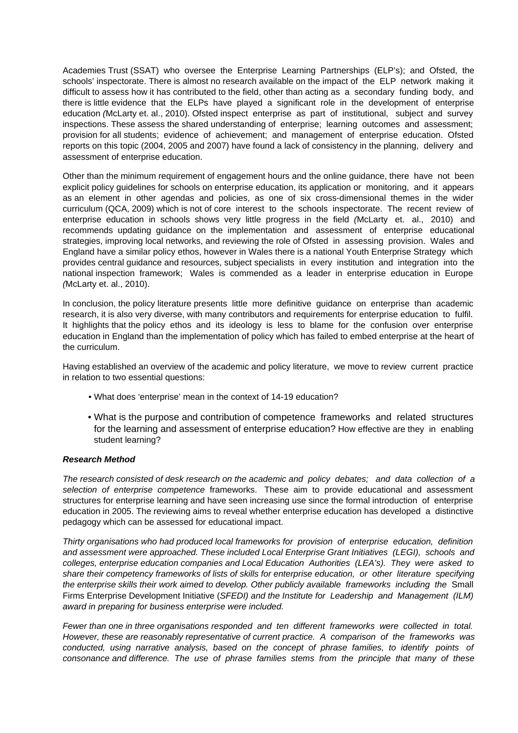Academies Trust (SSAT) who oversee the Enterprise Learning Partnerships (ELP's); and Ofsted, the schools' inspectorate. There is almost no research available on the impact of the ELP network making it difficult to assess how it has contributed to the field, other than acting as a secondary funding body, and there is little evidence that the ELPs have played a significant role in the development of enterprise education (McLarty et. al., 2010). Ofsted inspect enterprise as part of institutional, subject and survey inspections. These assess the shared understanding of enterprise; learning outcomes and assessment; provision for all students; evidence of achievement; and management of enterprise education. Ofsted reports on this topic (2004, 2005 and 2007) have found a lack of consistency in the planning, delivery and assessment of enterprise education.

Other than the minimum requirement of engagement hours and the online guidance, there have not been explicit policy guidelines for schools on enterprise education, its application or monitoring, and it appears as an element in other agendas and policies, as one of six cross-dimensional themes in the wider curriculum (QCA, 2009) which is not of core interest to the schools inspectorate. The recent review of enterprise education in schools shows very little progress in the field (McLarty et. al., 2010) and recommends updating guidance on the implementation and assessment of enterprise educational strategies, improving local networks, and reviewing the role of Ofsted in assessing provision. Wales and England have a similar policy ethos, however in Wales there is a national Youth Enterprise Strategy which provides central guidance and resources, subject specialists in every institution and integration into the national inspection framework; Wales is commended as a leader in enterprise education in Europe (McLarty et. al., 2010).

In conclusion, the policy literature presents little more definitive guidance on enterprise than academic research, it is also very diverse, with many contributors and requirements for enterprise education to fulfil. It highlights that the policy ethos and its ideology is less to blame for the confusion over enterprise education in England than the implementation of policy which has failed to embed enterprise at the heart of the curriculum.

Having established an overview of the academic and policy literature, we move to review current practice in relation to two essential questions:

- What does 'enterprise' mean in the context of 14-19 education?
- What is the purpose and contribution of competence frameworks and related structures for the learning and assessment of enterprise education? How effective are they in enabling student learning?

***Research Method***

*The research consisted of desk research on the academic and policy debates; and data collection of a selection of enterprise competence* frameworks. These aim to provide educational and assessment structures for enterprise learning and have seen increasing use since the formal introduction of enterprise education in 2005. The reviewing aims to reveal whether enterprise education has developed a distinctive pedagogy which can be assessed for educational impact.

*Thirty organisations who had produced local frameworks for provision of enterprise education, definition and assessment were approached. These included Local Enterprise Grant Initiatives (LEGI), schools and colleges, enterprise education companies and Local Education Authorities (LEA's). They were asked to share their competency frameworks of lists of skills for enterprise education, or other literature specifying the enterprise skills their work aimed to develop. Other publicly available frameworks including the* Small Firms Enterprise Development Initiative (*SFEDI) and the Institute for Leadership and Management (ILM) award in preparing for business enterprise were included.*

*Fewer than one in three organisations responded and ten different frameworks were collected in total. However, these are reasonably representative of current practice. A comparison of the frameworks was conducted, using narrative analysis, based on the concept of phrase families, to identify points of consonance and difference. The use of phrase families stems from the principle that many of these*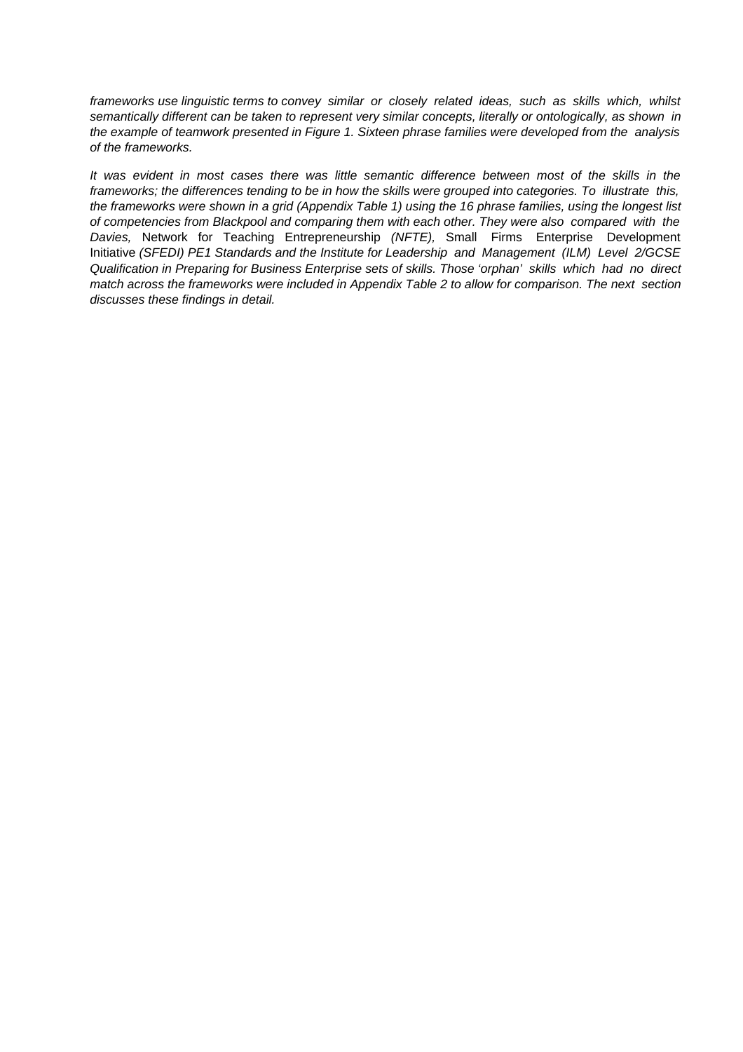*frameworks use linguistic terms to convey similar or closely related ideas, such as skills which, whilst semantically different can be taken to represent very similar concepts, literally or ontologically, as shown in the example of teamwork presented in Figure 1. Sixteen phrase families were developed from the analysis of the frameworks.*

*It was evident in most cases there was little semantic difference between most of the skills in the frameworks; the differences tending to be in how the skills were grouped into categories. To illustrate this, the frameworks were shown in a grid (Appendix Table 1) using the 16 phrase families, using the longest list of competencies from Blackpool and comparing them with each other. They were also compared with the Davies,* Network for Teaching Entrepreneurship *(NFTE),* Small Firms Enterprise Development Initiative *(SFEDI) PE1 Standards and the Institute for Leadership and Management (ILM) Level 2/GCSE Qualification in Preparing for Business Enterprise sets of skills. Those 'orphan' skills which had no direct match across the frameworks were included in Appendix Table 2 to allow for comparison. The next section discusses these findings in detail.*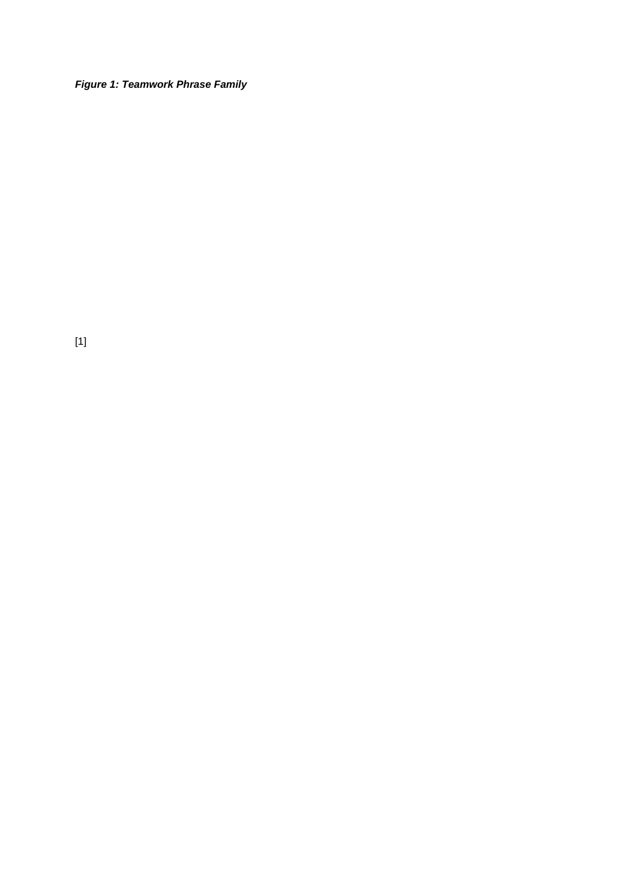***Figure 1: Teamwork Phrase Family***

[1]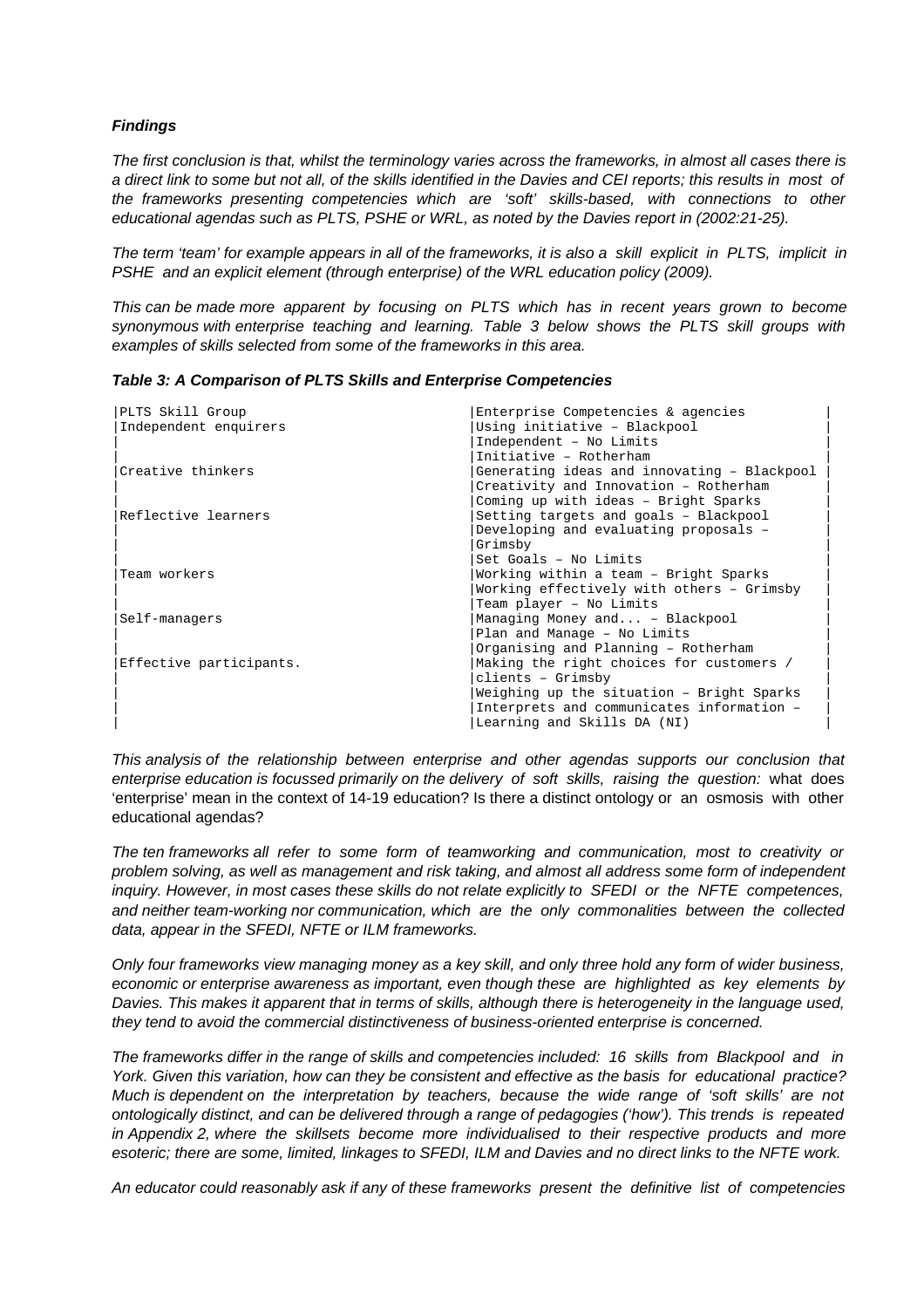***Findings***

*The first conclusion is that, whilst the terminology varies across the frameworks, in almost all cases there is a direct link to some but not all, of the skills identified in the Davies and CEI reports; this results in most of the frameworks presenting competencies which are 'soft' skills-based, with connections to other educational agendas such as PLTS, PSHE or WRL, as noted by the Davies report in (2002:21-25).*

*The term 'team' for example appears in all of the frameworks, it is also a skill explicit in PLTS, implicit in PSHE and an explicit element (through enterprise) of the WRL education policy (2009).*

*This can be made more apparent by focusing on PLTS which has in recent years grown to become synonymous with enterprise teaching and learning. Table 3 below shows the PLTS skill groups with examples of skills selected from some of the frameworks in this area.*

***Table 3: A Comparison of PLTS Skills and Enterprise Competencies***

| PLTS Skill Group | Enterprise Competencies & agencies |
|---|---|
| Independent enquirers | Using initiative – Blackpool<br>Independent – No Limits<br>Initiative – Rotherham |
| Creative thinkers | Generating ideas and innovating – Blackpool<br>Creativity and Innovation – Rotherham<br>Coming up with ideas – Bright Sparks |
| Reflective learners | Setting targets and goals – Blackpool<br>Developing and evaluating proposals – Grimsby<br>Set Goals – No Limits |
| Team workers | Working within a team – Bright Sparks<br>Working effectively with others – Grimsby<br>Team player – No Limits |
| Self-managers | Managing Money and... – Blackpool<br>Plan and Manage – No Limits<br>Organising and Planning – Rotherham |
| Effective participants. | Making the right choices for customers / clients – Grimsby<br>Weighing up the situation – Bright Sparks<br>Interprets and communicates information – Learning and Skills DA (NI) |

*This analysis of the relationship between enterprise and other agendas supports our conclusion that enterprise education is focussed primarily on the delivery of soft skills, raising the question:* what does 'enterprise' mean in the context of 14-19 education? Is there a distinct ontology or an osmosis with other educational agendas?

*The ten frameworks all refer to some form of teamworking and communication, most to creativity or problem solving, as well as management and risk taking, and almost all address some form of independent inquiry. However, in most cases these skills do not relate explicitly to SFEDI or the NFTE competences, and neither team-working nor communication, which are the only commonalities between the collected data, appear in the SFEDI, NFTE or ILM frameworks.*

*Only four frameworks view managing money as a key skill, and only three hold any form of wider business, economic or enterprise awareness as important, even though these are highlighted as key elements by Davies. This makes it apparent that in terms of skills, although there is heterogeneity in the language used, they tend to avoid the commercial distinctiveness of business-oriented enterprise is concerned.*

*The frameworks differ in the range of skills and competencies included: 16 skills from Blackpool and in York. Given this variation, how can they be consistent and effective as the basis for educational practice? Much is dependent on the interpretation by teachers, because the wide range of 'soft skills' are not ontologically distinct, and can be delivered through a range of pedagogies ('how'). This trends is repeated in Appendix 2, where the skillsets become more individualised to their respective products and more esoteric; there are some, limited, linkages to SFEDI, ILM and Davies and no direct links to the NFTE work.*

*An educator could reasonably ask if any of these frameworks present the definitive list of competencies*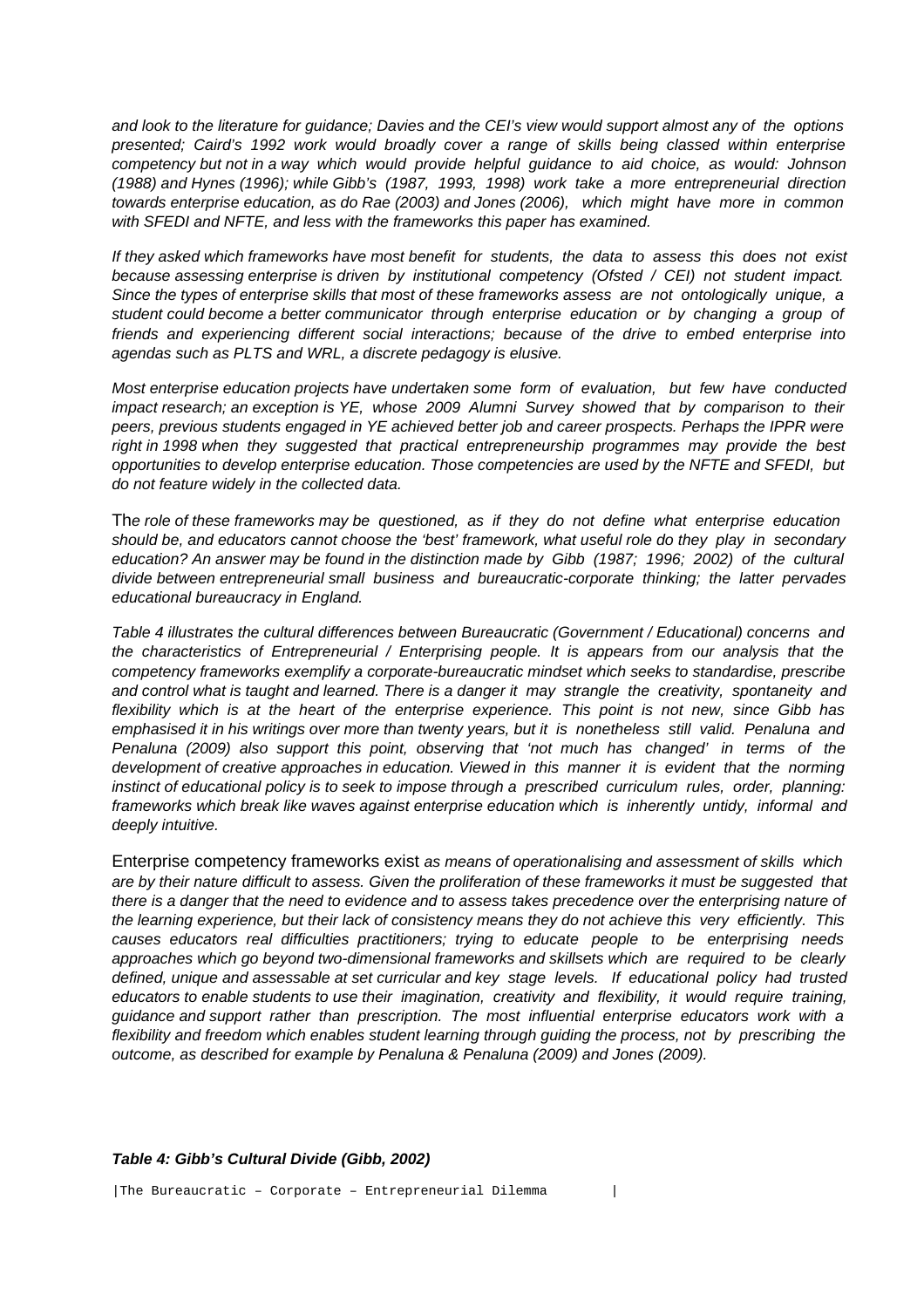*and look to the literature for guidance; Davies and the CEI's view would support almost any of the options presented; Caird's 1992 work would broadly cover a range of skills being classed within enterprise competency but not in a way which would provide helpful guidance to aid choice, as would: Johnson (1988) and Hynes (1996); while Gibb's (1987, 1993, 1998) work take a more entrepreneurial direction towards enterprise education, as do Rae (2003) and Jones (2006), which might have more in common with SFEDI and NFTE, and less with the frameworks this paper has examined.*

*If they asked which frameworks have most benefit for students, the data to assess this does not exist because assessing enterprise is driven by institutional competency (Ofsted / CEI) not student impact. Since the types of enterprise skills that most of these frameworks assess are not ontologically unique, a student could become a better communicator through enterprise education or by changing a group of friends and experiencing different social interactions; because of the drive to embed enterprise into agendas such as PLTS and WRL, a discrete pedagogy is elusive.*

*Most enterprise education projects have undertaken some form of evaluation, but few have conducted impact research; an exception is YE, whose 2009 Alumni Survey showed that by comparison to their peers, previous students engaged in YE achieved better job and career prospects. Perhaps the IPPR were right in 1998 when they suggested that practical entrepreneurship programmes may provide the best opportunities to develop enterprise education. Those competencies are used by the NFTE and SFEDI, but do not feature widely in the collected data.*

The *role of these frameworks may be questioned, as if they do not define what enterprise education should be, and educators cannot choose the 'best' framework, what useful role do they play in secondary education? An answer may be found in the distinction made by Gibb (1987; 1996; 2002) of the cultural divide between entrepreneurial small business and bureaucratic-corporate thinking; the latter pervades educational bureaucracy in England.*

*Table 4 illustrates the cultural differences between Bureaucratic (Government / Educational) concerns and the characteristics of Entrepreneurial / Enterprising people. It is appears from our analysis that the competency frameworks exemplify a corporate-bureaucratic mindset which seeks to standardise, prescribe and control what is taught and learned. There is a danger it may strangle the creativity, spontaneity and flexibility which is at the heart of the enterprise experience. This point is not new, since Gibb has emphasised it in his writings over more than twenty years, but it is nonetheless still valid. Penaluna and Penaluna (2009) also support this point, observing that 'not much has changed' in terms of the development of creative approaches in education. Viewed in this manner it is evident that the norming instinct of educational policy is to seek to impose through a prescribed curriculum rules, order, planning: frameworks which break like waves against enterprise education which is inherently untidy, informal and deeply intuitive.*

Enterprise competency frameworks exist *as means of operationalising and assessment of skills which are by their nature difficult to assess. Given the proliferation of these frameworks it must be suggested that there is a danger that the need to evidence and to assess takes precedence over the enterprising nature of the learning experience, but their lack of consistency means they do not achieve this very efficiently. This causes educators real difficulties practitioners; trying to educate people to be enterprising needs approaches which go beyond two-dimensional frameworks and skillsets which are required to be clearly defined, unique and assessable at set curricular and key stage levels. If educational policy had trusted educators to enable students to use their imagination, creativity and flexibility, it would require training, guidance and support rather than prescription. The most influential enterprise educators work with a flexibility and freedom which enables student learning through guiding the process, not by prescribing the outcome, as described for example by Penaluna & Penaluna (2009) and Jones (2009).*

***Table 4: Gibb's Cultural Divide (Gibb, 2002)***

| The Bureaucratic – Corporate – Entrepreneurial Dilemma |
|---|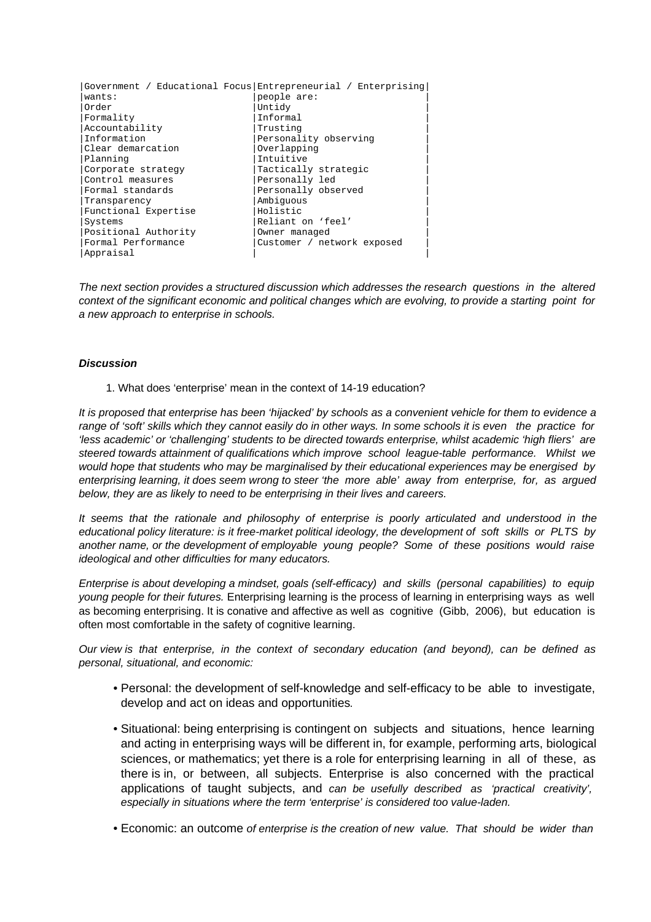| Government / Educational Focus wants: | Entrepreneurial / Enterprising people are: |
|---|---|
| Order | Untidy |
| Formality | Informal |
| Accountability | Trusting |
| Information | Personality observing |
| Clear demarcation | Overlapping |
| Planning | Intuitive |
| Corporate strategy | Tactically strategic |
| Control measures | Personally led |
| Formal standards | Personally observed |
| Transparency | Ambiguous |
| Functional Expertise | Holistic |
| Systems | Reliant on 'feel' |
| Positional Authority | Owner managed |
| Formal Performance Appraisal | Customer / network exposed |

*The next section provides a structured discussion which addresses the research questions in the altered context of the significant economic and political changes which are evolving, to provide a starting point for a new approach to enterprise in schools.*

***Discussion***

1. What does 'enterprise' mean in the context of 14-19 education?

*It is proposed that enterprise has been 'hijacked' by schools as a convenient vehicle for them to evidence a range of 'soft' skills which they cannot easily do in other ways. In some schools it is even the practice for 'less academic' or 'challenging' students to be directed towards enterprise, whilst academic 'high fliers' are steered towards attainment of qualifications which improve school league-table performance. Whilst we would hope that students who may be marginalised by their educational experiences may be energised by enterprising learning, it does seem wrong to steer 'the more able' away from enterprise, for, as argued below, they are as likely to need to be enterprising in their lives and careers.*

*It seems that the rationale and philosophy of enterprise is poorly articulated and understood in the educational policy literature: is it free-market political ideology, the development of soft skills or PLTS by another name, or the development of employable young people? Some of these positions would raise ideological and other difficulties for many educators.*

*Enterprise is about developing a mindset, goals (self-efficacy) and skills (personal capabilities) to equip young people for their futures.* Enterprising learning is the process of learning in enterprising ways as well as becoming enterprising. It is conative and affective as well as cognitive (Gibb, 2006), but education is often most comfortable in the safety of cognitive learning.

*Our view is that enterprise, in the context of secondary education (and beyond), can be defined as personal, situational, and economic:*

- Personal: the development of self-knowledge and self-efficacy to be able to investigate, develop and act on ideas and opportunities*.*
- Situational: being enterprising is contingent on subjects and situations, hence learning and acting in enterprising ways will be different in, for example, performing arts, biological sciences, or mathematics; yet there is a role for enterprising learning in all of these, as there is in, or between, all subjects. Enterprise is also concerned with the practical applications of taught subjects, and *can be usefully described as 'practical creativity', especially in situations where the term 'enterprise' is considered too value-laden.*
- Economic: an outcome *of enterprise is the creation of new value. That should be wider than*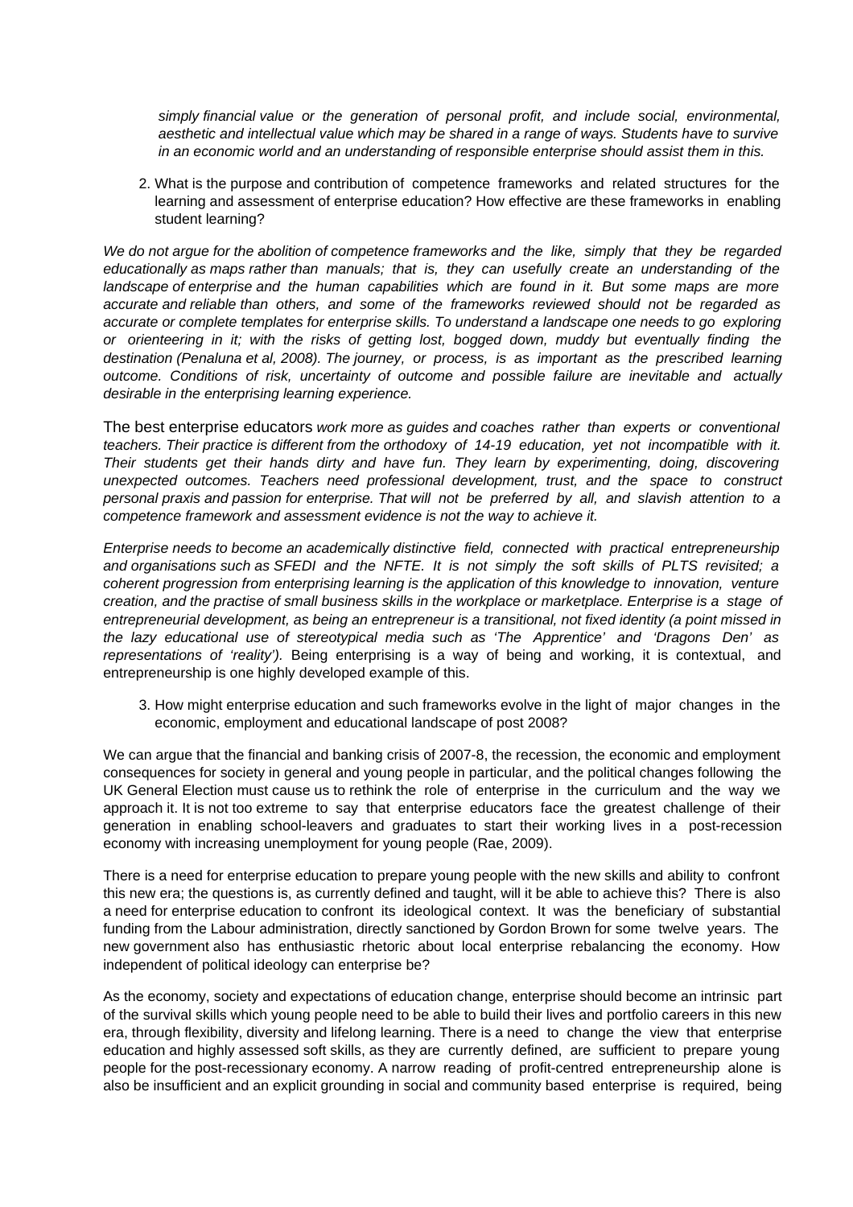*simply financial value or the generation of personal profit, and include social, environmental, aesthetic and intellectual value which may be shared in a range of ways. Students have to survive in an economic world and an understanding of responsible enterprise should assist them in this.*

2. What is the purpose and contribution of competence frameworks and related structures for the learning and assessment of enterprise education? How effective are these frameworks in enabling student learning?

*We do not argue for the abolition of competence frameworks and the like, simply that they be regarded educationally as maps rather than manuals; that is, they can usefully create an understanding of the landscape of enterprise and the human capabilities which are found in it. But some maps are more accurate and reliable than others, and some of the frameworks reviewed should not be regarded as accurate or complete templates for enterprise skills. To understand a landscape one needs to go exploring or orienteering in it; with the risks of getting lost, bogged down, muddy but eventually finding the destination (Penaluna et al, 2008). The journey, or process, is as important as the prescribed learning outcome. Conditions of risk, uncertainty of outcome and possible failure are inevitable and actually desirable in the enterprising learning experience.*

The best enterprise educators *work more as guides and coaches rather than experts or conventional teachers. Their practice is different from the orthodoxy of 14-19 education, yet not incompatible with it. Their students get their hands dirty and have fun. They learn by experimenting, doing, discovering unexpected outcomes. Teachers need professional development, trust, and the space to construct personal praxis and passion for enterprise. That will not be preferred by all, and slavish attention to a competence framework and assessment evidence is not the way to achieve it.*

*Enterprise needs to become an academically distinctive field, connected with practical entrepreneurship and organisations such as SFEDI and the NFTE. It is not simply the soft skills of PLTS revisited; a coherent progression from enterprising learning is the application of this knowledge to innovation, venture creation, and the practise of small business skills in the workplace or marketplace. Enterprise is a stage of entrepreneurial development, as being an entrepreneur is a transitional, not fixed identity (a point missed in the lazy educational use of stereotypical media such as 'The Apprentice' and 'Dragons Den' as representations of 'reality').* Being enterprising is a way of being and working, it is contextual, and entrepreneurship is one highly developed example of this.

3. How might enterprise education and such frameworks evolve in the light of major changes in the economic, employment and educational landscape of post 2008?

We can argue that the financial and banking crisis of 2007-8, the recession, the economic and employment consequences for society in general and young people in particular, and the political changes following the UK General Election must cause us to rethink the role of enterprise in the curriculum and the way we approach it. It is not too extreme to say that enterprise educators face the greatest challenge of their generation in enabling school-leavers and graduates to start their working lives in a post-recession economy with increasing unemployment for young people (Rae, 2009).

There is a need for enterprise education to prepare young people with the new skills and ability to confront this new era; the questions is, as currently defined and taught, will it be able to achieve this? There is also a need for enterprise education to confront its ideological context. It was the beneficiary of substantial funding from the Labour administration, directly sanctioned by Gordon Brown for some twelve years. The new government also has enthusiastic rhetoric about local enterprise rebalancing the economy. How independent of political ideology can enterprise be?

As the economy, society and expectations of education change, enterprise should become an intrinsic part of the survival skills which young people need to be able to build their lives and portfolio careers in this new era, through flexibility, diversity and lifelong learning. There is a need to change the view that enterprise education and highly assessed soft skills, as they are currently defined, are sufficient to prepare young people for the post-recessionary economy. A narrow reading of profit-centred entrepreneurship alone is also be insufficient and an explicit grounding in social and community based enterprise is required, being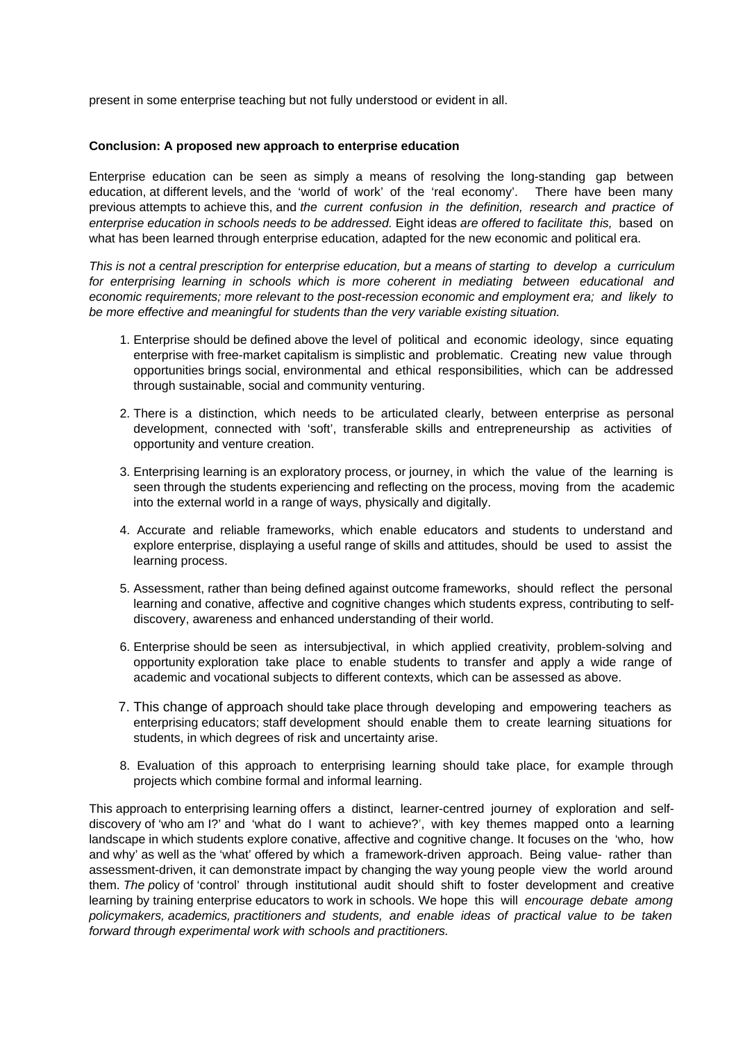present in some enterprise teaching but not fully understood or evident in all.

**Conclusion: A proposed new approach to enterprise education**

Enterprise education can be seen as simply a means of resolving the long-standing gap between education, at different levels, and the 'world of work' of the 'real economy'. There have been many previous attempts to achieve this, and *the current confusion in the definition, research and practice of enterprise education in schools needs to be addressed.* Eight ideas *are offered to facilitate this,* based on what has been learned through enterprise education, adapted for the new economic and political era.

*This is not a central prescription for enterprise education, but a means of starting to develop a curriculum for enterprising learning in schools which is more coherent in mediating between educational and economic requirements; more relevant to the post-recession economic and employment era; and likely to be more effective and meaningful for students than the very variable existing situation.*

1. Enterprise should be defined above the level of political and economic ideology, since equating enterprise with free-market capitalism is simplistic and problematic. Creating new value through opportunities brings social, environmental and ethical responsibilities, which can be addressed through sustainable, social and community venturing.
2. There is a distinction, which needs to be articulated clearly, between enterprise as personal development, connected with 'soft', transferable skills and entrepreneurship as activities of opportunity and venture creation.
3. Enterprising learning is an exploratory process, or journey, in which the value of the learning is seen through the students experiencing and reflecting on the process, moving from the academic into the external world in a range of ways, physically and digitally.
4. Accurate and reliable frameworks, which enable educators and students to understand and explore enterprise, displaying a useful range of skills and attitudes, should be used to assist the learning process.
5. Assessment, rather than being defined against outcome frameworks, should reflect the personal learning and conative, affective and cognitive changes which students express, contributing to self-discovery, awareness and enhanced understanding of their world.
6. Enterprise should be seen as intersubjectival, in which applied creativity, problem-solving and opportunity exploration take place to enable students to transfer and apply a wide range of academic and vocational subjects to different contexts, which can be assessed as above.
7. This change of approach should take place through developing and empowering teachers as enterprising educators; staff development should enable them to create learning situations for students, in which degrees of risk and uncertainty arise.
8. Evaluation of this approach to enterprising learning should take place, for example through projects which combine formal and informal learning.

This approach to enterprising learning offers a distinct, learner-centred journey of exploration and self-discovery of 'who am I?' and 'what do I want to achieve?', with key themes mapped onto a learning landscape in which students explore conative, affective and cognitive change. It focuses on the 'who, how and why' as well as the 'what' offered by which a framework-driven approach. Being value- rather than assessment-driven, it can demonstrate impact by changing the way young people view the world around them. *The p*olicy of 'control' through institutional audit should shift to foster development and creative learning by training enterprise educators to work in schools. We hope this will *encourage debate among policymakers, academics, practitioners and students, and enable ideas of practical value to be taken forward through experimental work with schools and practitioners.*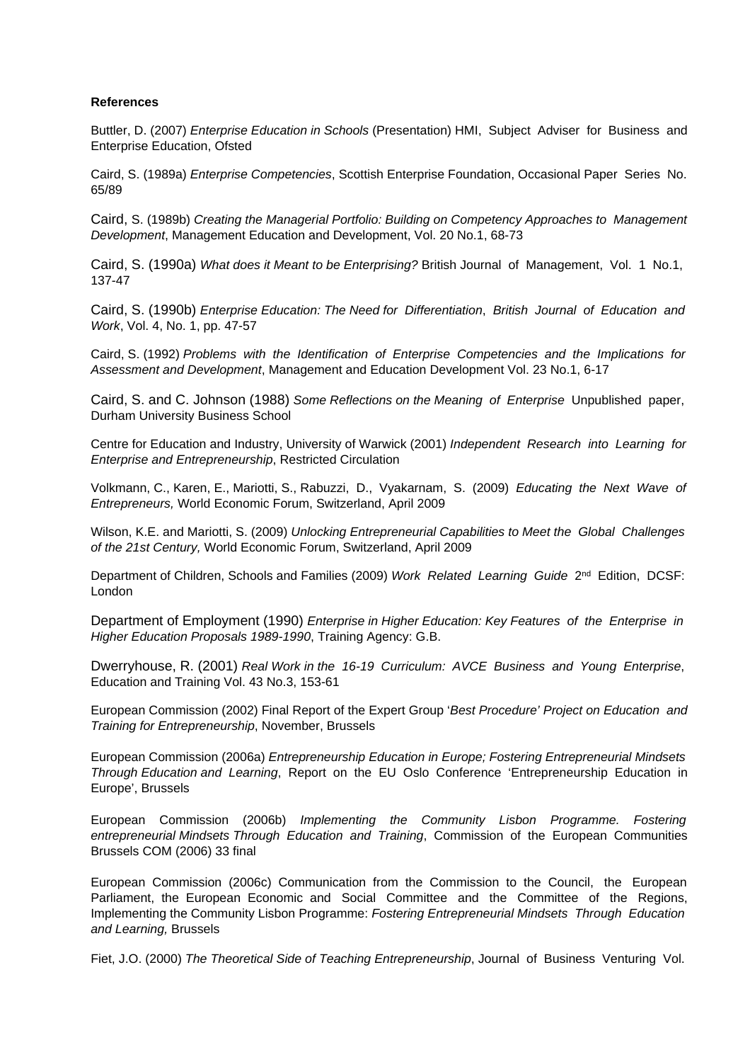**References**

Buttler, D. (2007) *Enterprise Education in Schools* (Presentation) HMI, Subject Adviser for Business and Enterprise Education, Ofsted

Caird, S. (1989a) *Enterprise Competencies*, Scottish Enterprise Foundation, Occasional Paper Series No. 65/89

Caird, S. (1989b) *Creating the Managerial Portfolio: Building on Competency Approaches to Management Development*, Management Education and Development, Vol. 20 No.1, 68-73

Caird, S. (1990a) *What does it Meant to be Enterprising?* British Journal of Management, Vol. 1 No.1, 137-47

Caird, S. (1990b) *Enterprise Education: The Need for Differentiation*, *British Journal of Education and Work*, Vol. 4, No. 1, pp. 47-57

Caird, S. (1992) *Problems with the Identification of Enterprise Competencies and the Implications for Assessment and Development*, Management and Education Development Vol. 23 No.1, 6-17

Caird, S. and C. Johnson (1988) *Some Reflections on the Meaning of Enterprise* Unpublished paper, Durham University Business School

Centre for Education and Industry, University of Warwick (2001) *Independent Research into Learning for Enterprise and Entrepreneurship*, Restricted Circulation

Volkmann, C., Karen, E., Mariotti, S., Rabuzzi, D., Vyakarnam, S. (2009) *Educating the Next Wave of Entrepreneurs,* World Economic Forum, Switzerland, April 2009

Wilson, K.E. and Mariotti, S. (2009) *Unlocking Entrepreneurial Capabilities to Meet the Global Challenges of the 21st Century,* World Economic Forum, Switzerland, April 2009

Department of Children, Schools and Families (2009) *Work Related Learning Guide* 2nd Edition, DCSF: London

Department of Employment (1990) *Enterprise in Higher Education: Key Features of the Enterprise in Higher Education Proposals 1989-1990*, Training Agency: G.B.

Dwerryhouse, R. (2001) *Real Work in the 16-19 Curriculum: AVCE Business and Young Enterprise*, Education and Training Vol. 43 No.3, 153-61

European Commission (2002) Final Report of the Expert Group '*Best Procedure' Project on Education and Training for Entrepreneurship*, November, Brussels

European Commission (2006a) *Entrepreneurship Education in Europe; Fostering Entrepreneurial Mindsets Through Education and Learning*, Report on the EU Oslo Conference 'Entrepreneurship Education in Europe', Brussels

European Commission (2006b) *Implementing the Community Lisbon Programme. Fostering entrepreneurial Mindsets Through Education and Training*, Commission of the European Communities Brussels COM (2006) 33 final

European Commission (2006c) Communication from the Commission to the Council, the European Parliament, the European Economic and Social Committee and the Committee of the Regions, Implementing the Community Lisbon Programme: *Fostering Entrepreneurial Mindsets Through Education and Learning,* Brussels

Fiet, J.O. (2000) *The Theoretical Side of Teaching Entrepreneurship*, Journal of Business Venturing Vol.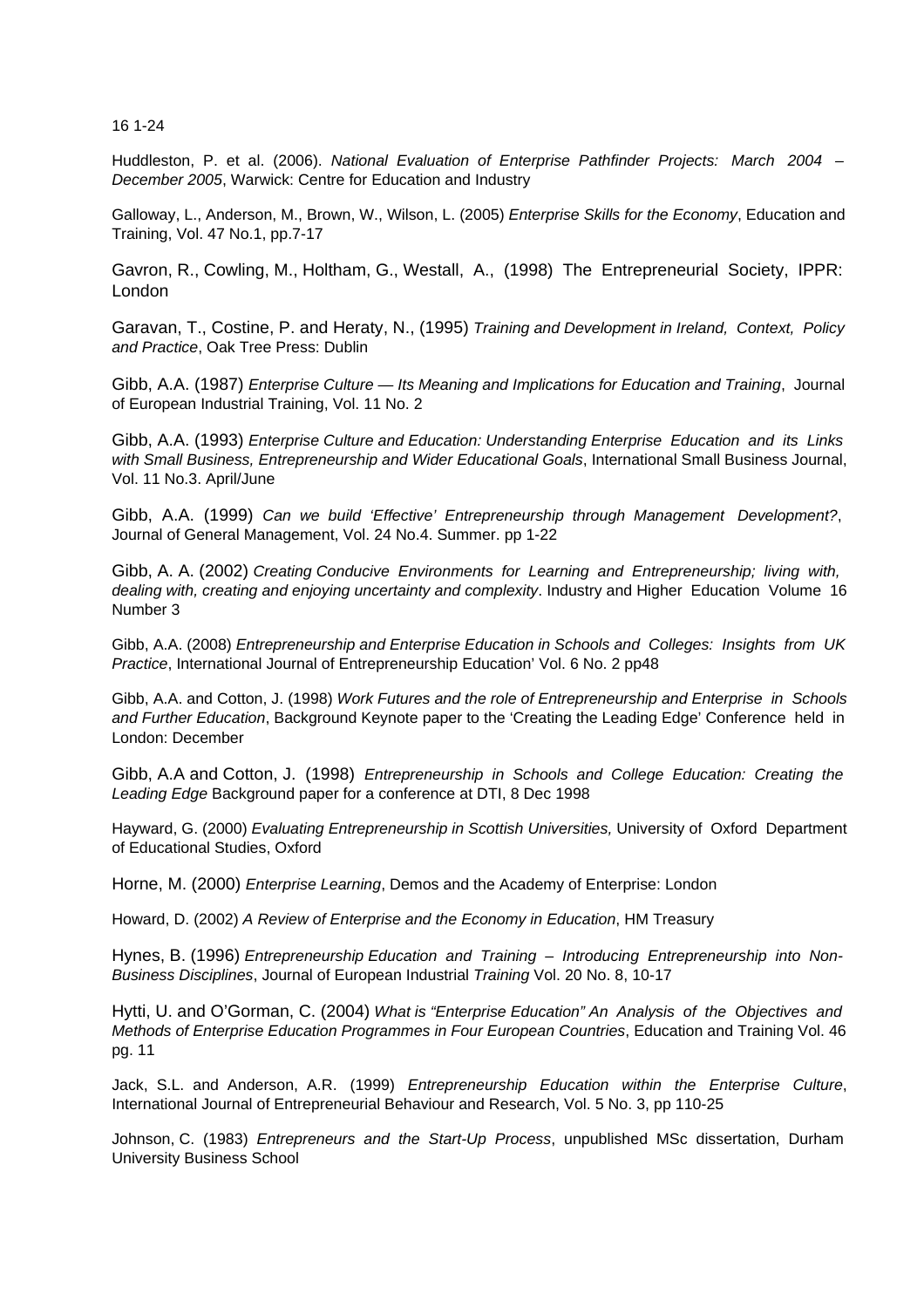16 1-24

Huddleston, P. et al. (2006). *National Evaluation of Enterprise Pathfinder Projects: March 2004 – December 2005*, Warwick: Centre for Education and Industry

Galloway, L., Anderson, M., Brown, W., Wilson, L. (2005) *Enterprise Skills for the Economy*, Education and Training, Vol. 47 No.1, pp.7-17

Gavron, R., Cowling, M., Holtham, G., Westall, A., (1998) The Entrepreneurial Society, IPPR: London

Garavan, T., Costine, P. and Heraty, N., (1995) *Training and Development in Ireland, Context, Policy and Practice*, Oak Tree Press: Dublin

Gibb, A.A. (1987) *Enterprise Culture — Its Meaning and Implications for Education and Training*, Journal of European Industrial Training, Vol. 11 No. 2

Gibb, A.A. (1993) *Enterprise Culture and Education: Understanding Enterprise Education and its Links with Small Business, Entrepreneurship and Wider Educational Goals*, International Small Business Journal, Vol. 11 No.3. April/June

Gibb, A.A. (1999) *Can we build 'Effective' Entrepreneurship through Management Development?*, Journal of General Management, Vol. 24 No.4. Summer. pp 1-22

Gibb, A. A. (2002) *Creating Conducive Environments for Learning and Entrepreneurship; living with, dealing with, creating and enjoying uncertainty and complexity*. Industry and Higher Education Volume 16 Number 3

Gibb, A.A. (2008) *Entrepreneurship and Enterprise Education in Schools and Colleges: Insights from UK Practice*, International Journal of Entrepreneurship Education' Vol. 6 No. 2 pp48

Gibb, A.A. and Cotton, J. (1998) *Work Futures and the role of Entrepreneurship and Enterprise in Schools and Further Education*, Background Keynote paper to the 'Creating the Leading Edge' Conference held in London: December

Gibb, A.A and Cotton, J. (1998) *Entrepreneurship in Schools and College Education: Creating the Leading Edge* Background paper for a conference at DTI, 8 Dec 1998

Hayward, G. (2000) *Evaluating Entrepreneurship in Scottish Universities,* University of Oxford Department of Educational Studies, Oxford

Horne, M. (2000) *Enterprise Learning*, Demos and the Academy of Enterprise: London

Howard, D. (2002) *A Review of Enterprise and the Economy in Education*, HM Treasury

Hynes, B. (1996) *Entrepreneurship Education and Training – Introducing Entrepreneurship into Non-Business Disciplines*, Journal of European Industrial *Training* Vol. 20 No. 8, 10-17

Hytti, U. and O'Gorman, C. (2004) *What is "Enterprise Education" An Analysis of the Objectives and Methods of Enterprise Education Programmes in Four European Countries*, Education and Training Vol. 46 pg. 11

Jack, S.L. and Anderson, A.R. (1999) *Entrepreneurship Education within the Enterprise Culture*, International Journal of Entrepreneurial Behaviour and Research, Vol. 5 No. 3, pp 110-25

Johnson, C. (1983) *Entrepreneurs and the Start-Up Process*, unpublished MSc dissertation, Durham University Business School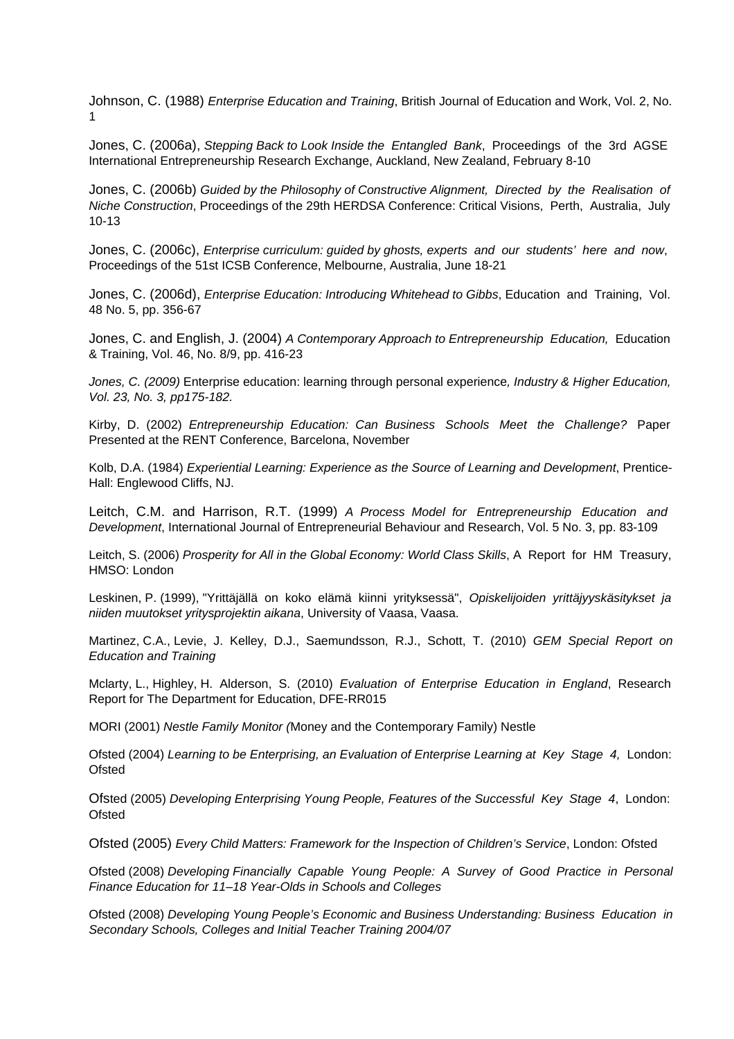Johnson, C. (1988) *Enterprise Education and Training*, British Journal of Education and Work, Vol. 2, No. 1

Jones, C. (2006a), *Stepping Back to Look Inside the Entangled Bank*, Proceedings of the 3rd AGSE International Entrepreneurship Research Exchange, Auckland, New Zealand, February 8-10

Jones, C. (2006b) *Guided by the Philosophy of Constructive Alignment, Directed by the Realisation of Niche Construction*, Proceedings of the 29th HERDSA Conference: Critical Visions, Perth, Australia, July 10-13

Jones, C. (2006c), *Enterprise curriculum: guided by ghosts, experts and our students' here and now*, Proceedings of the 51st ICSB Conference, Melbourne, Australia, June 18-21

Jones, C. (2006d), *Enterprise Education: Introducing Whitehead to Gibbs*, Education and Training, Vol. 48 No. 5, pp. 356-67

Jones, C. and English, J. (2004) *A Contemporary Approach to Entrepreneurship Education,* Education & Training, Vol. 46, No. 8/9, pp. 416-23

*Jones, C. (2009)* Enterprise education: learning through personal experience*, Industry & Higher Education, Vol. 23, No. 3, pp175-182.*

Kirby, D. (2002) *Entrepreneurship Education: Can Business Schools Meet the Challenge?* Paper Presented at the RENT Conference, Barcelona, November

Kolb, D.A. (1984) *Experiential Learning: Experience as the Source of Learning and Development*, Prentice-Hall: Englewood Cliffs, NJ.

Leitch, C.M. and Harrison, R.T. (1999) *A Process Model for Entrepreneurship Education and Development*, International Journal of Entrepreneurial Behaviour and Research, Vol. 5 No. 3, pp. 83-109

Leitch, S. (2006) *Prosperity for All in the Global Economy: World Class Skills*, A Report for HM Treasury, HMSO: London

Leskinen, P. (1999), "Yrittäjällä on koko elämä kiinni yrityksessä", *Opiskelijoiden yrittäjyyskäsitykset ja niiden muutokset yritysprojektin aikana*, University of Vaasa, Vaasa.

Martinez, C.A., Levie, J. Kelley, D.J., Saemundsson, R.J., Schott, T. (2010) *GEM Special Report on Education and Training*

Mclarty, L., Highley, H. Alderson, S. (2010) *Evaluation of Enterprise Education in England*, Research Report for The Department for Education, DFE-RR015

MORI (2001) *Nestle Family Monitor (*Money and the Contemporary Family) Nestle

Ofsted (2004) *Learning to be Enterprising, an Evaluation of Enterprise Learning at Key Stage 4,* London: Ofsted

Ofsted (2005) *Developing Enterprising Young People, Features of the Successful Key Stage 4*, London: Ofsted

Ofsted (2005) *Every Child Matters: Framework for the Inspection of Children's Service*, London: Ofsted

Ofsted (2008) *Developing Financially Capable Young People: A Survey of Good Practice in Personal Finance Education for 11–18 Year-Olds in Schools and Colleges*

Ofsted (2008) *Developing Young People's Economic and Business Understanding: Business Education in Secondary Schools, Colleges and Initial Teacher Training 2004/07*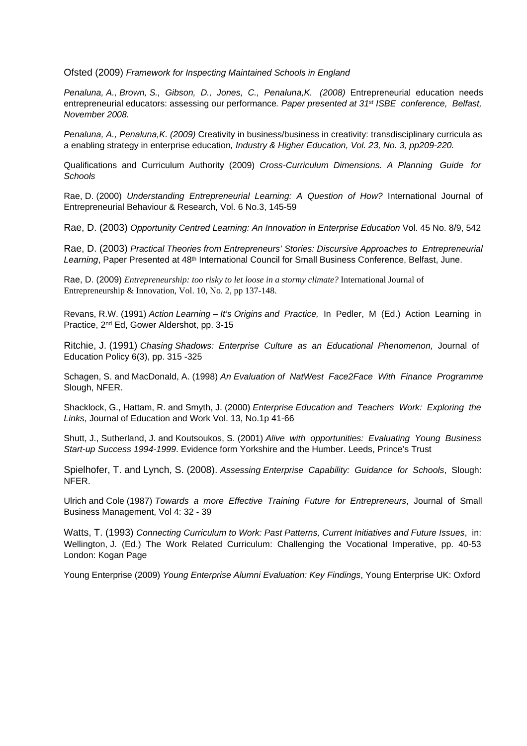Ofsted (2009) *Framework for Inspecting Maintained Schools in England*

*Penaluna, A., Brown, S., Gibson, D., Jones, C., Penaluna,K. (2008)* Entrepreneurial education needs entrepreneurial educators: assessing our performance*. Paper presented at 31st ISBE conference, Belfast, November 2008.*

*Penaluna, A., Penaluna,K. (2009)* Creativity in business/business in creativity: transdisciplinary curricula as a enabling strategy in enterprise education*, Industry & Higher Education, Vol. 23, No. 3, pp209-220.*

Qualifications and Curriculum Authority (2009) *Cross-Curriculum Dimensions. A Planning Guide for Schools*

Rae, D. (2000) *Understanding Entrepreneurial Learning: A Question of How?* International Journal of Entrepreneurial Behaviour & Research, Vol. 6 No.3, 145-59

Rae, D. (2003) *Opportunity Centred Learning: An Innovation in Enterprise Education* Vol. 45 No. 8/9, 542

Rae, D. (2003) *Practical Theories from Entrepreneurs' Stories: Discursive Approaches to Entrepreneurial Learning*, Paper Presented at 48th International Council for Small Business Conference, Belfast, June.

Rae, D. (2009) *Entrepreneurship: too risky to let loose in a stormy climate?* International Journal of Entrepreneurship & Innovation, Vol. 10, No. 2, pp 137-148.

Revans, R.W. (1991) *Action Learning – It's Origins and Practice,* In Pedler, M (Ed.) Action Learning in Practice, 2nd Ed, Gower Aldershot, pp. 3-15

Ritchie, J. (1991) *Chasing Shadows: Enterprise Culture as an Educational Phenomenon,* Journal of Education Policy 6(3), pp. 315 -325

Schagen, S. and MacDonald, A. (1998) *An Evaluation of NatWest Face2Face With Finance Programme* Slough, NFER.

Shacklock, G., Hattam, R. and Smyth, J. (2000) *Enterprise Education and Teachers Work: Exploring the Links*, Journal of Education and Work Vol. 13, No.1p 41-66

Shutt, J., Sutherland, J. and Koutsoukos, S. (2001) *Alive with opportunities: Evaluating Young Business Start-up Success 1994-1999*. Evidence form Yorkshire and the Humber. Leeds, Prince's Trust

Spielhofer, T. and Lynch, S. (2008). *Assessing Enterprise Capability: Guidance for Schools*, Slough: NFER.

Ulrich and Cole (1987) *Towards a more Effective Training Future for Entrepreneurs*, Journal of Small Business Management, Vol 4: 32 - 39

Watts, T. (1993) *Connecting Curriculum to Work: Past Patterns, Current Initiatives and Future Issues*, in: Wellington, J. (Ed.) The Work Related Curriculum: Challenging the Vocational Imperative, pp. 40-53 London: Kogan Page

Young Enterprise (2009) *Young Enterprise Alumni Evaluation: Key Findings*, Young Enterprise UK: Oxford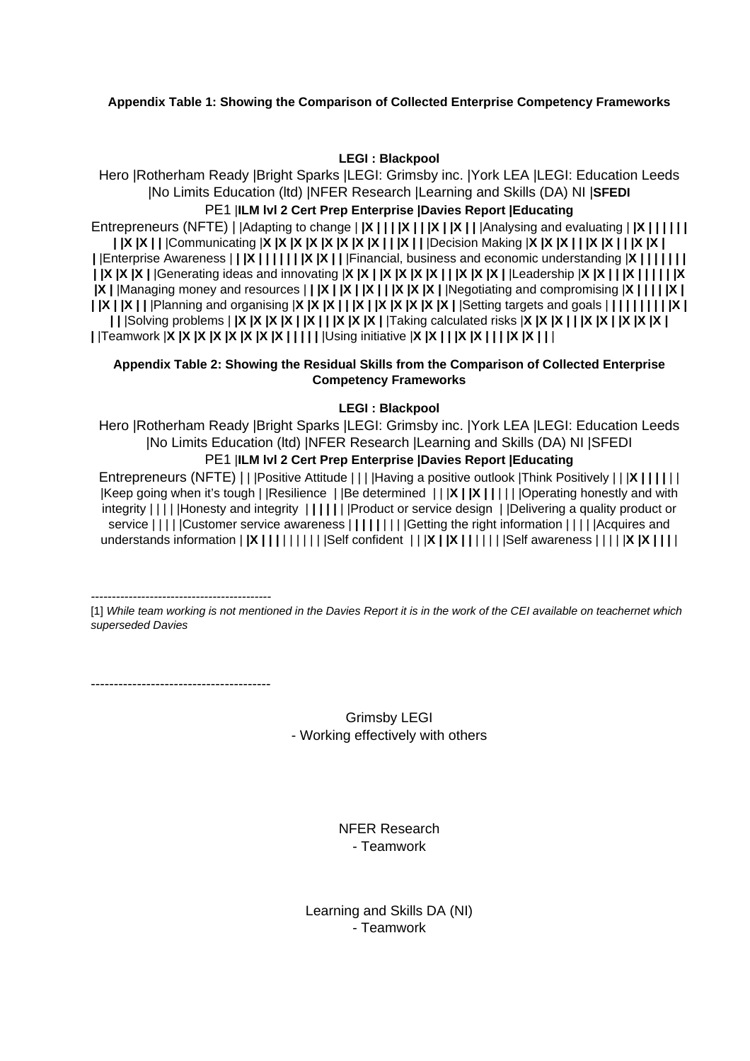**Appendix Table 1: Showing the Comparison of Collected Enterprise Competency Frameworks**

**LEGI : Blackpool**

Hero |Rotherham Ready |Bright Sparks |LEGI: Grimsby inc. |York LEA |LEGI: Education Leeds |No Limits Education (ltd) |NFER Research |Learning and Skills (DA) NI |**SFEDI**

PE1 |**ILM lvl 2 Cert Prep Enterprise |Davies Report |Educating**

Entrepreneurs (NFTE) | |Adapting to change | **|X | | | |X | | |X | |X | |** |Analysing and evaluating | **|X | | | | | | | |X |X | |** |Communicating |**X |X |X |X |X |X |X |X | | |X | |** |Decision Making |**X |X |X | | |X |X | | |X |X | |** |Enterprise Awareness | **| |X | | | | | | |X |X | |** |Financial, business and economic understanding |**X | | | | | | | | |X |X |X |** |Generating ideas and innovating |**X |X | |X |X |X |X | | |X |X |X |** |Leadership |**X |X | | |X | | | | | |X |X |** |Managing money and resources | **| |X | |X | |X | | |X |X |X |** |Negotiating and compromising |**X | | | | | |X | | |X | |X | |** |Planning and organising |**X |X |X | | |X | |X |X |X |X |X |** |Setting targets and goals | **| | | | | | | | |X | | |** |Solving problems | **|X |X |X |X | |X | | |X |X |X |** |Taking calculated risks |**X |X |X | | |X |X | |X |X |X |** |Teamwork |**X |X |X |X |X |X |X |X | | | | |** |Using initiative |**X |X | | |X |X | | | |X |X | |** |

**Appendix Table 2: Showing the Residual Skills from the Comparison of Collected Enterprise Competency Frameworks**

**LEGI : Blackpool**

Hero |Rotherham Ready |Bright Sparks |LEGI: Grimsby inc. |York LEA |LEGI: Education Leeds |No Limits Education (ltd) |NFER Research |Learning and Skills (DA) NI |SFEDI

PE1 |**ILM lvl 2 Cert Prep Enterprise |Davies Report |Educating**

Entrepreneurs (NFTE) **|** | |Positive Attitude | | | |Having a positive outlook |Think Positively | | |**X | | | |** | | |Keep going when it's tough | |Resilience | |Be determined | | |**X | |X | |** | | | |Operating honestly and with integrity | | | | |Honesty and integrity | **| | | |** | |Product or service design | |Delivering a quality product or service | | | | |Customer service awareness | **| | | |** | | | |Getting the right information | | | | |Acquires and understands information | **|X | | |** | | | | | | |Self confident | | |**X | |X | |** | | | | |Self awareness | | | | |**X |X | | |** |

---

[1] *While team working is not mentioned in the Davies Report it is in the work of the CEI available on teachernet which superseded Davies*

---

Grimsby LEGI
- Working effectively with others

NFER Research
- Teamwork

Learning and Skills DA (NI)
- Teamwork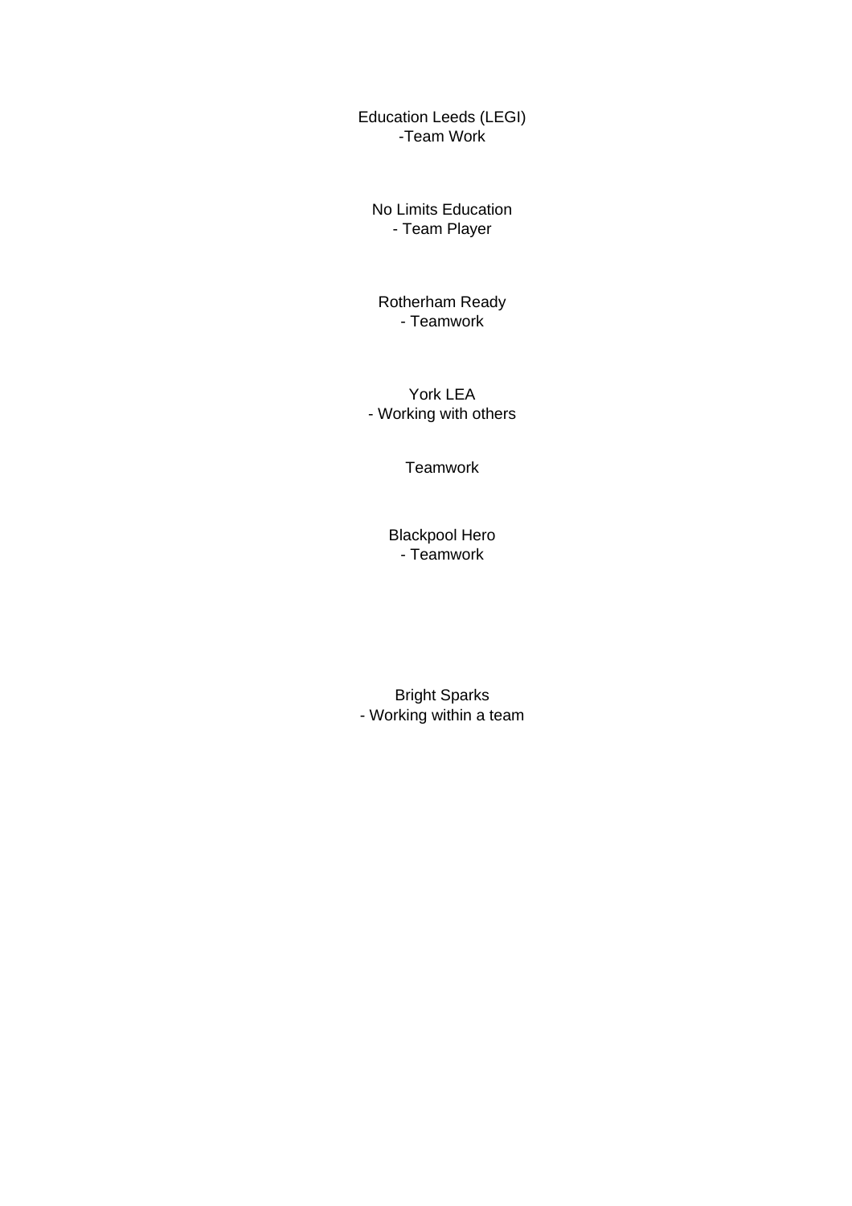Education Leeds (LEGI)
-Team Work

No Limits Education
- Team Player

Rotherham Ready
- Teamwork

York LEA
- Working with others

Teamwork

Blackpool Hero
- Teamwork

Bright Sparks
- Working within a team